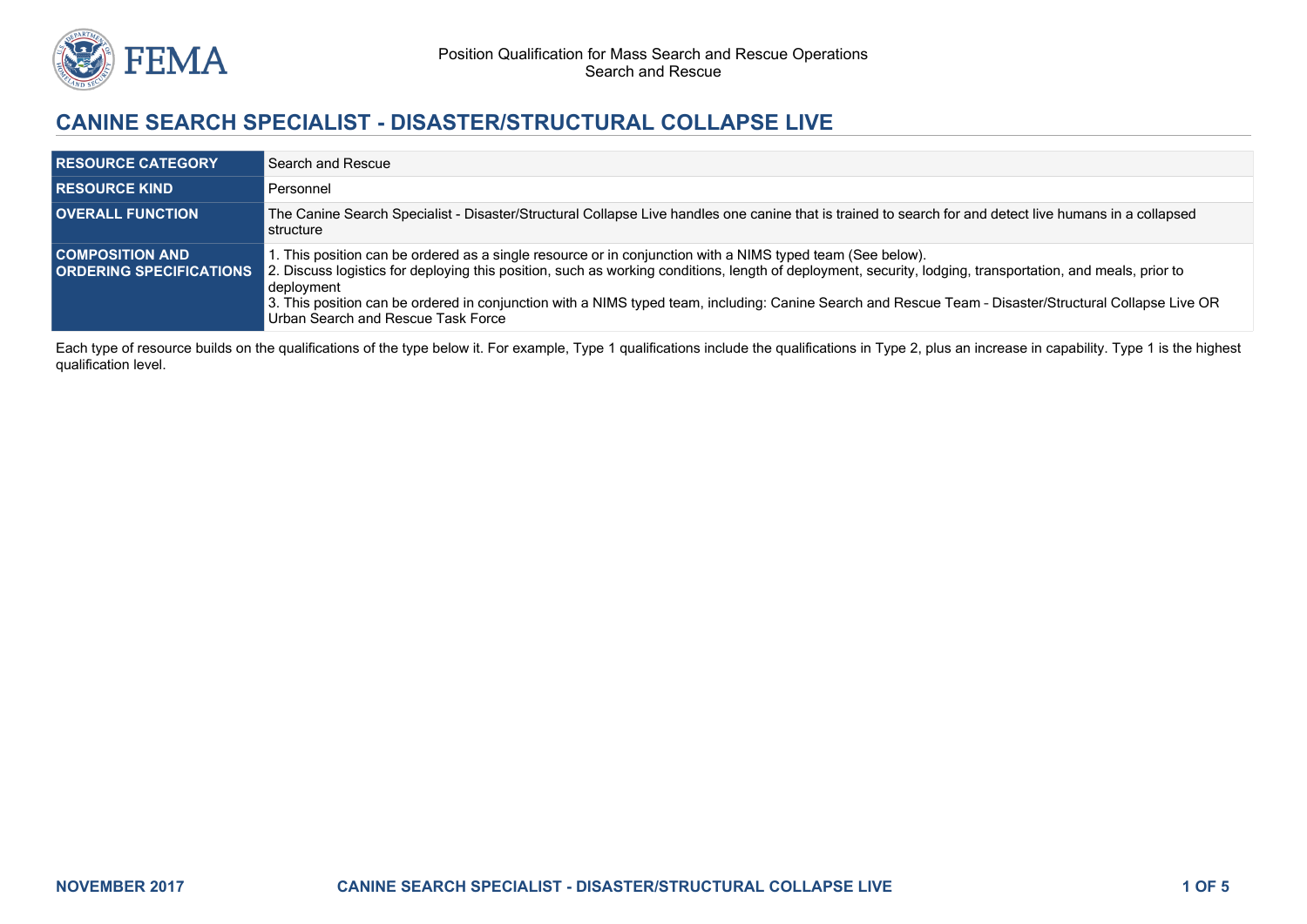# CANINE SEARCH SPECIALIST - DISASTER/STRUCTURAL COLLAPSE LIVE

| | |
|---|---|
| **RESOURCE CATEGORY** | Search and Rescue |
| **RESOURCE KIND** | Personnel |
| **OVERALL FUNCTION** | The Canine Search Specialist - Disaster/Structural Collapse Live handles one canine that is trained to search for and detect live humans in a collapsed structure |
| **COMPOSITION AND ORDERING SPECIFICATIONS** | 1. This position can be ordered as a single resource or in conjunction with a NIMS typed team (See below).<br>2. Discuss logistics for deploying this position, such as working conditions, length of deployment, security, lodging, transportation, and meals, prior to deployment<br>3. This position can be ordered in conjunction with a NIMS typed team, including: Canine Search and Rescue Team - Disaster/Structural Collapse Live OR Urban Search and Rescue Task Force |

Each type of resource builds on the qualifications of the type below it. For example, Type 1 qualifications include the qualifications in Type 2, plus an increase in capability. Type 1 is the highest qualification level.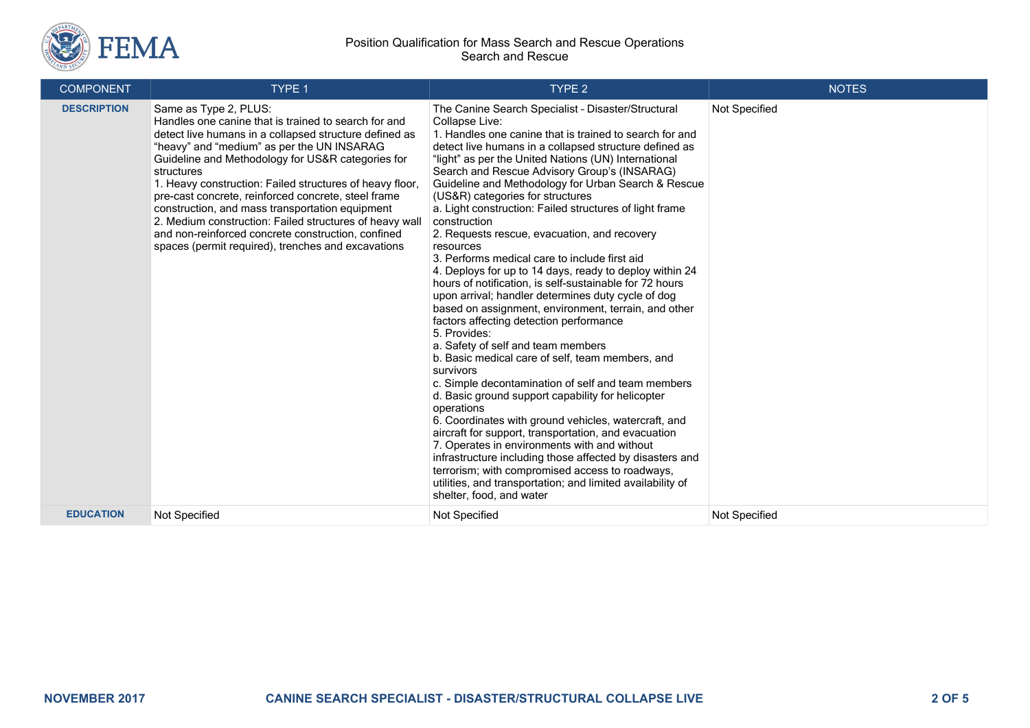| COMPONENT | TYPE 1 | TYPE 2 | NOTES |
|---|---|---|---|
| **DESCRIPTION** | Same as Type 2, PLUS:<br>Handles one canine that is trained to search for and detect live humans in a collapsed structure defined as "heavy" and "medium" as per the UN INSARAG Guideline and Methodology for US&R categories for structures<br>1. Heavy construction: Failed structures of heavy floor, pre-cast concrete, reinforced concrete, steel frame construction, and mass transportation equipment<br>2. Medium construction: Failed structures of heavy wall and non-reinforced concrete construction, confined spaces (permit required), trenches and excavations | The Canine Search Specialist - Disaster/Structural Collapse Live:<br>1. Handles one canine that is trained to search for and detect live humans in a collapsed structure defined as "light" as per the United Nations (UN) International Search and Rescue Advisory Group's (INSARAG) Guideline and Methodology for Urban Search & Rescue (US&R) categories for structures<br>a. Light construction: Failed structures of light frame construction<br>2. Requests rescue, evacuation, and recovery resources<br>3. Performs medical care to include first aid<br>4. Deploys for up to 14 days, ready to deploy within 24 hours of notification, is self-sustainable for 72 hours upon arrival; handler determines duty cycle of dog based on assignment, environment, terrain, and other factors affecting detection performance<br>5. Provides:<br>a. Safety of self and team members<br>b. Basic medical care of self, team members, and survivors<br>c. Simple decontamination of self and team members<br>d. Basic ground support capability for helicopter operations<br>6. Coordinates with ground vehicles, watercraft, and aircraft for support, transportation, and evacuation<br>7. Operates in environments with and without infrastructure including those affected by disasters and terrorism; with compromised access to roadways, utilities, and transportation; and limited availability of shelter, food, and water | Not Specified |
| **EDUCATION** | Not Specified | Not Specified | Not Specified |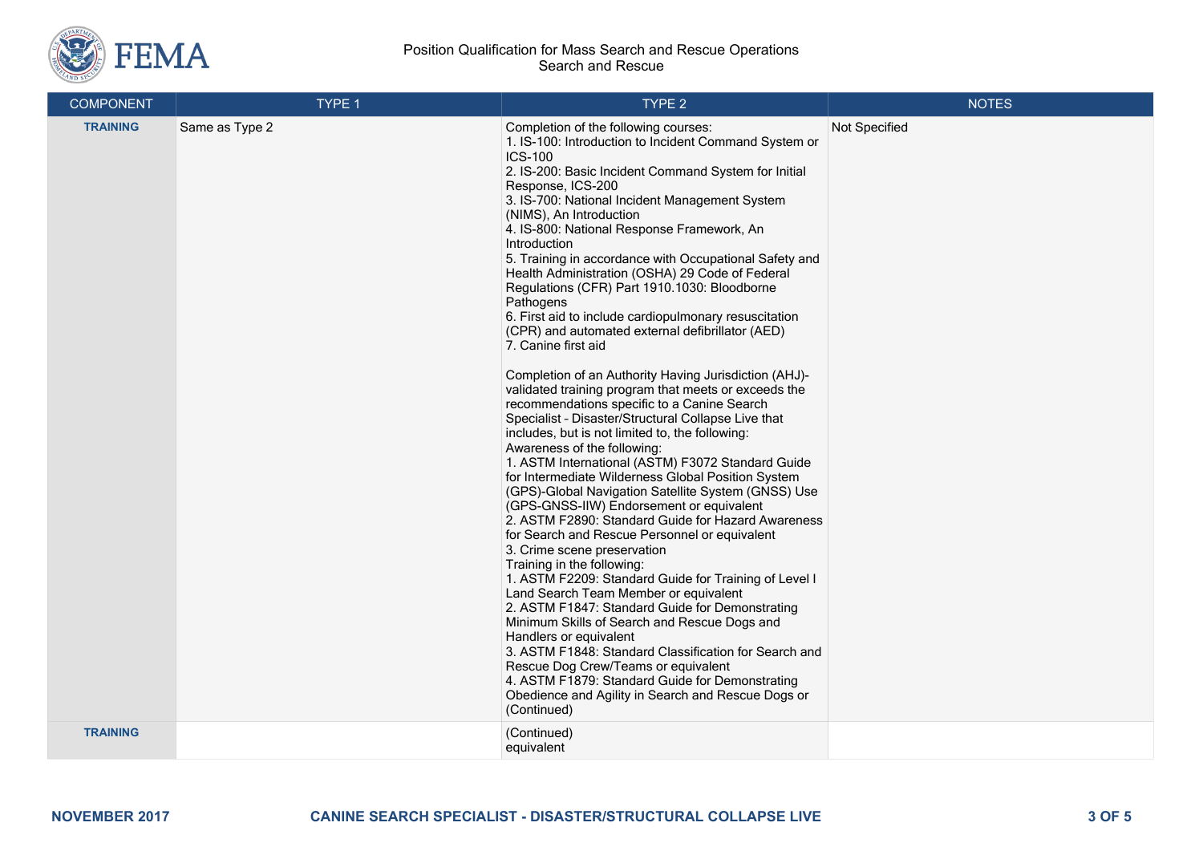| COMPONENT | TYPE 1 | TYPE 2 | NOTES |
|---|---|---|---|
| **TRAINING** | Same as Type 2 | Completion of the following courses:<br>1. IS-100: Introduction to Incident Command System or ICS-100<br>2. IS-200: Basic Incident Command System for Initial Response, ICS-200<br>3. IS-700: National Incident Management System (NIMS), An Introduction<br>4. IS-800: National Response Framework, An Introduction<br>5. Training in accordance with Occupational Safety and Health Administration (OSHA) 29 Code of Federal Regulations (CFR) Part 1910.1030: Bloodborne Pathogens<br>6. First aid to include cardiopulmonary resuscitation (CPR) and automated external defibrillator (AED)<br>7. Canine first aid<br><br>Completion of an Authority Having Jurisdiction (AHJ)-validated training program that meets or exceeds the recommendations specific to a Canine Search Specialist – Disaster/Structural Collapse Live that includes, but is not limited to, the following:<br>Awareness of the following:<br>1. ASTM International (ASTM) F3072 Standard Guide for Intermediate Wilderness Global Position System (GPS)-Global Navigation Satellite System (GNSS) Use (GPS-GNSS-IIW) Endorsement or equivalent<br>2. ASTM F2890: Standard Guide for Hazard Awareness for Search and Rescue Personnel or equivalent<br>3. Crime scene preservation<br>Training in the following:<br>1. ASTM F2209: Standard Guide for Training of Level I Land Search Team Member or equivalent<br>2. ASTM F1847: Standard Guide for Demonstrating Minimum Skills of Search and Rescue Dogs and Handlers or equivalent<br>3. ASTM F1848: Standard Classification for Search and Rescue Dog Crew/Teams or equivalent<br>4. ASTM F1879: Standard Guide for Demonstrating Obedience and Agility in Search and Rescue Dogs or equivalent | Not Specified |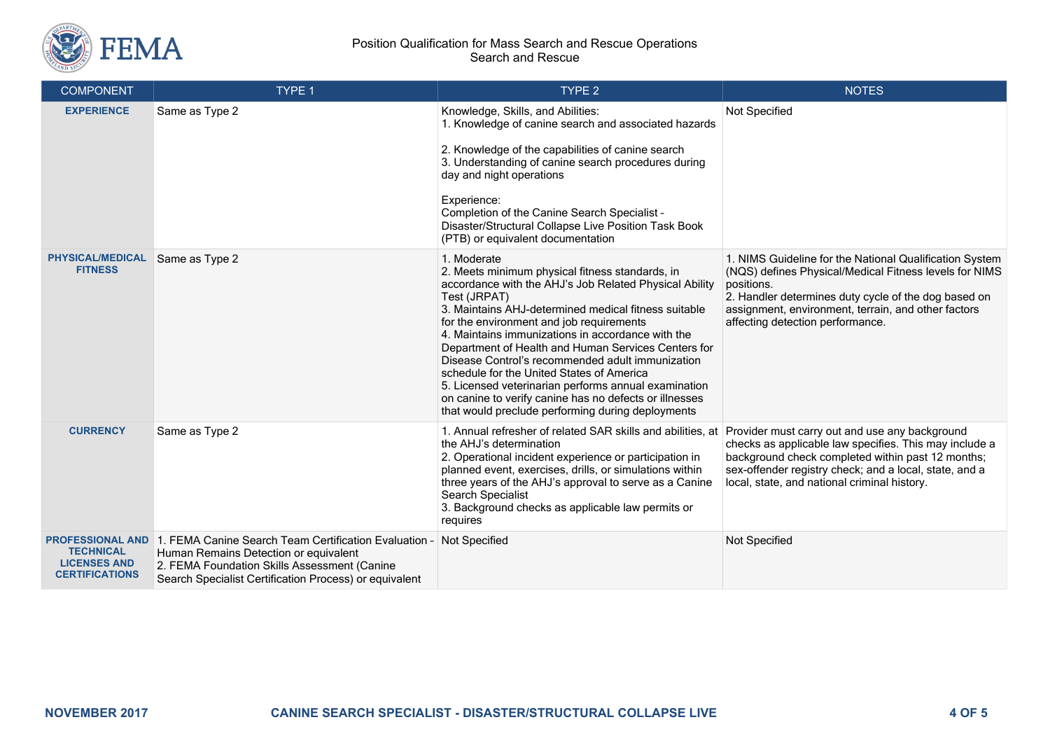| COMPONENT | TYPE 1 | TYPE 2 | NOTES |
|---|---|---|---|
| **EXPERIENCE** | Same as Type 2 | Knowledge, Skills, and Abilities:<br>1. Knowledge of canine search and associated hazards<br><br>2. Knowledge of the capabilities of canine search<br>3. Understanding of canine search procedures during day and night operations<br><br>Experience:<br>Completion of the Canine Search Specialist - Disaster/Structural Collapse Live Position Task Book (PTB) or equivalent documentation | Not Specified |
| **PHYSICAL/MEDICAL FITNESS** | Same as Type 2 | 1. Moderate<br>2. Meets minimum physical fitness standards, in accordance with the AHJ's Job Related Physical Ability Test (JRPAT)<br>3. Maintains AHJ-determined medical fitness suitable for the environment and job requirements<br>4. Maintains immunizations in accordance with the Department of Health and Human Services Centers for Disease Control's recommended adult immunization schedule for the United States of America<br>5. Licensed veterinarian performs annual examination on canine to verify canine has no defects or illnesses that would preclude performing during deployments | 1. NIMS Guideline for the National Qualification System (NQS) defines Physical/Medical Fitness levels for NIMS positions.<br>2. Handler determines duty cycle of the dog based on assignment, environment, terrain, and other factors affecting detection performance. |
| **CURRENCY** | Same as Type 2 | 1. Annual refresher of related SAR skills and abilities, at the AHJ's determination<br>2. Operational incident experience or participation in planned event, exercises, drills, or simulations within three years of the AHJ's approval to serve as a Canine Search Specialist<br>3. Background checks as applicable law permits or requires | Provider must carry out and use any background checks as applicable law specifies. This may include a background check completed within past 12 months; sex-offender registry check; and a local, state, and a local, state, and national criminal history. |
| **PROFESSIONAL AND TECHNICAL LICENSES AND CERTIFICATIONS** | 1. FEMA Canine Search Team Certification Evaluation - Human Remains Detection or equivalent<br>2. FEMA Foundation Skills Assessment (Canine Search Specialist Certification Process) or equivalent | Not Specified | Not Specified |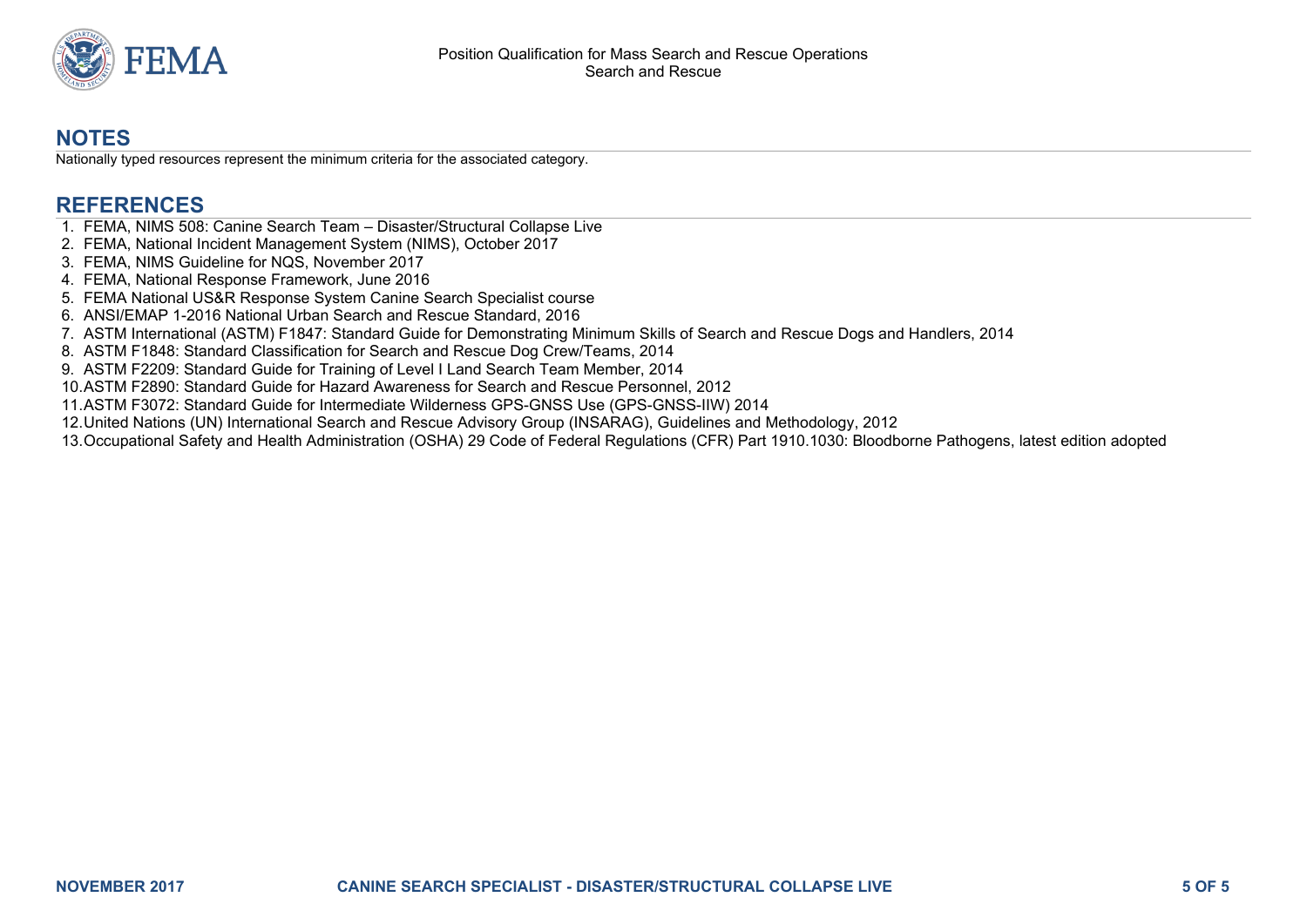## NOTES

Nationally typed resources represent the minimum criteria for the associated category.

## REFERENCES

1. FEMA, NIMS 508: Canine Search Team – Disaster/Structural Collapse Live
2. FEMA, National Incident Management System (NIMS), October 2017
3. FEMA, NIMS Guideline for NQS, November 2017
4. FEMA, National Response Framework, June 2016
5. FEMA National US&R Response System Canine Search Specialist course
6. ANSI/EMAP 1-2016 National Urban Search and Rescue Standard, 2016
7. ASTM International (ASTM) F1847: Standard Guide for Demonstrating Minimum Skills of Search and Rescue Dogs and Handlers, 2014
8. ASTM F1848: Standard Classification for Search and Rescue Dog Crew/Teams, 2014
9. ASTM F2209: Standard Guide for Training of Level I Land Search Team Member, 2014
10. ASTM F2890: Standard Guide for Hazard Awareness for Search and Rescue Personnel, 2012
11. ASTM F3072: Standard Guide for Intermediate Wilderness GPS-GNSS Use (GPS-GNSS-IIW) 2014
12. United Nations (UN) International Search and Rescue Advisory Group (INSARAG), Guidelines and Methodology, 2012
13. Occupational Safety and Health Administration (OSHA) 29 Code of Federal Regulations (CFR) Part 1910.1030: Bloodborne Pathogens, latest edition adopted